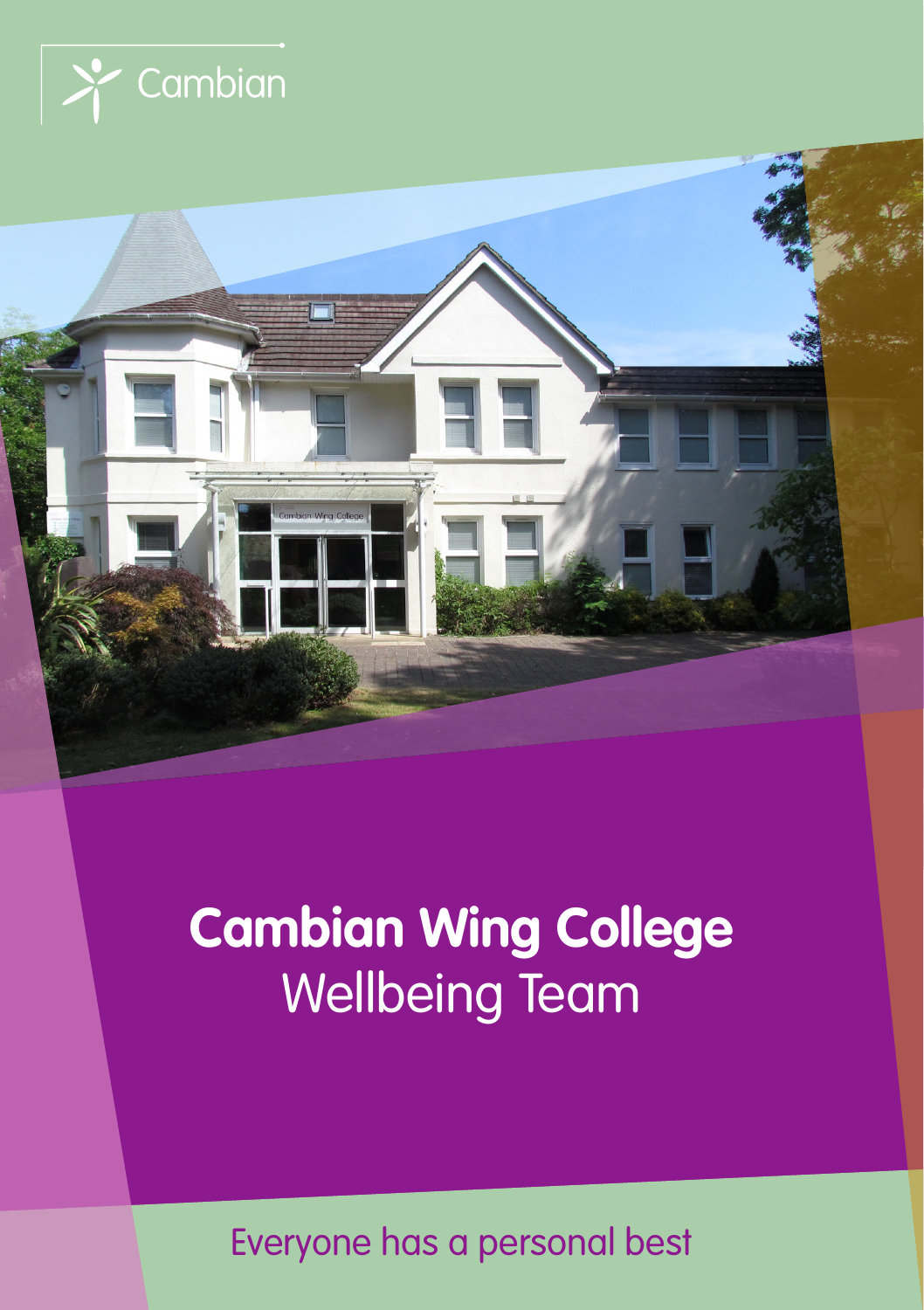Cambian

# Cambian Wing College
Wellbeing Team

Everyone has a personal best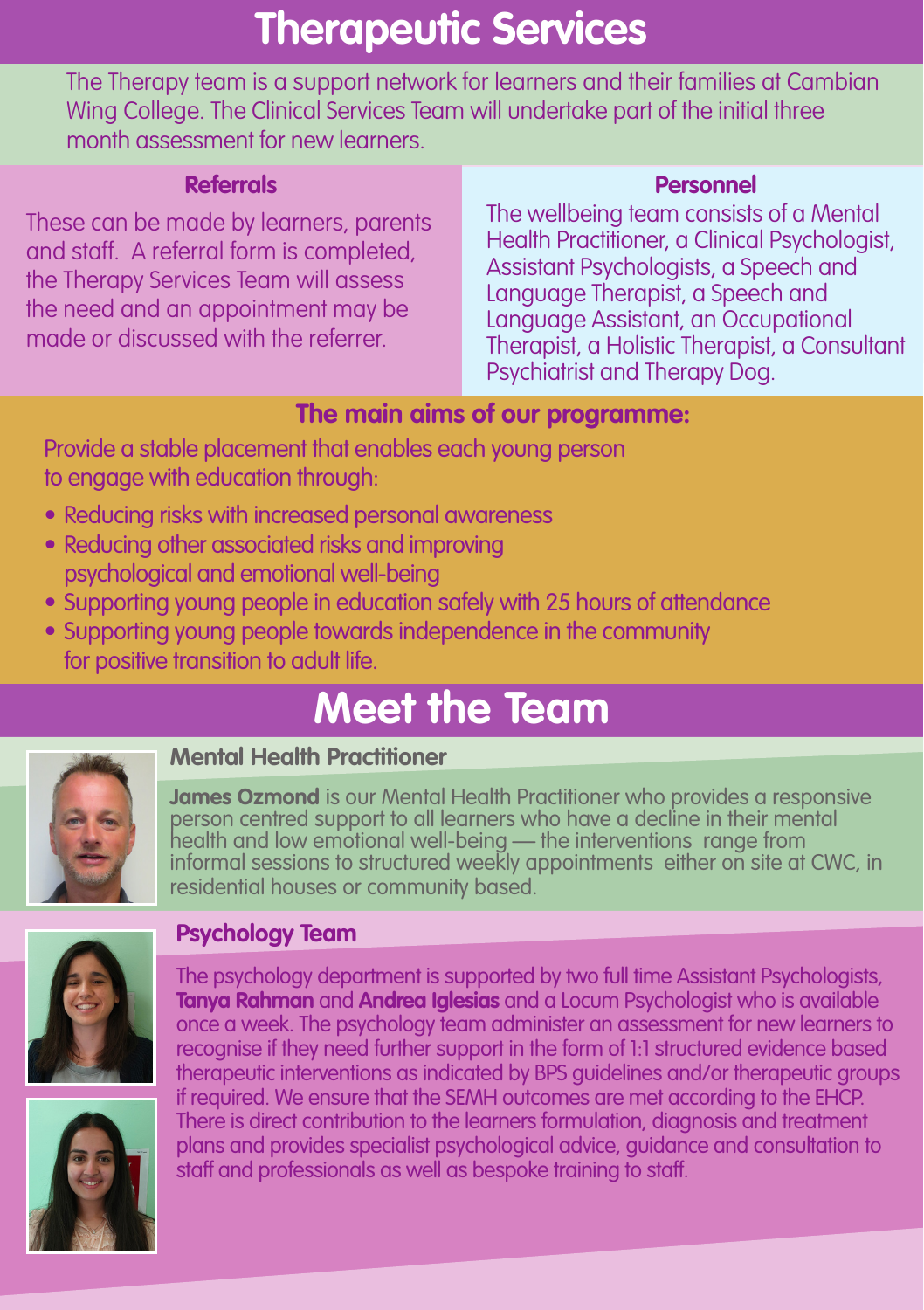# Therapeutic Services

The Therapy team is a support network for learners and their families at Cambian Wing College. The Clinical Services Team will undertake part of the initial three month assessment for new learners.

### Referrals

These can be made by learners, parents and staff. A referral form is completed, the Therapy Services Team will assess the need and an appointment may be made or discussed with the referrer.

### Personnel

The wellbeing team consists of a Mental Health Practitioner, a Clinical Psychologist, Assistant Psychologists, a Speech and Language Therapist, a Speech and Language Assistant, an Occupational Therapist, a Holistic Therapist, a Consultant Psychiatrist and Therapy Dog.

### The main aims of our programme:

Provide a stable placement that enables each young person to engage with education through:

- Reducing risks with increased personal awareness
- Reducing other associated risks and improving psychological and emotional well-being
- Supporting young people in education safely with 25 hours of attendance
- Supporting young people towards independence in the community for positive transition to adult life.

# Meet the Team

### Mental Health Practitioner

**James Ozmond** is our Mental Health Practitioner who provides a responsive person centred support to all learners who have a decline in their mental health and low emotional well-being — the interventions range from informal sessions to structured weekly appointments either on site at CWC, in residential houses or community based.

### Psychology Team

The psychology department is supported by two full time Assistant Psychologists, **Tanya Rahman** and **Andrea Iglesias** and a Locum Psychologist who is available once a week. The psychology team administer an assessment for new learners to recognise if they need further support in the form of 1:1 structured evidence based therapeutic interventions as indicated by BPS guidelines and/or therapeutic groups if required. We ensure that the SEMH outcomes are met according to the EHCP. There is direct contribution to the learners formulation, diagnosis and treatment plans and provides specialist psychological advice, guidance and consultation to staff and professionals as well as bespoke training to staff.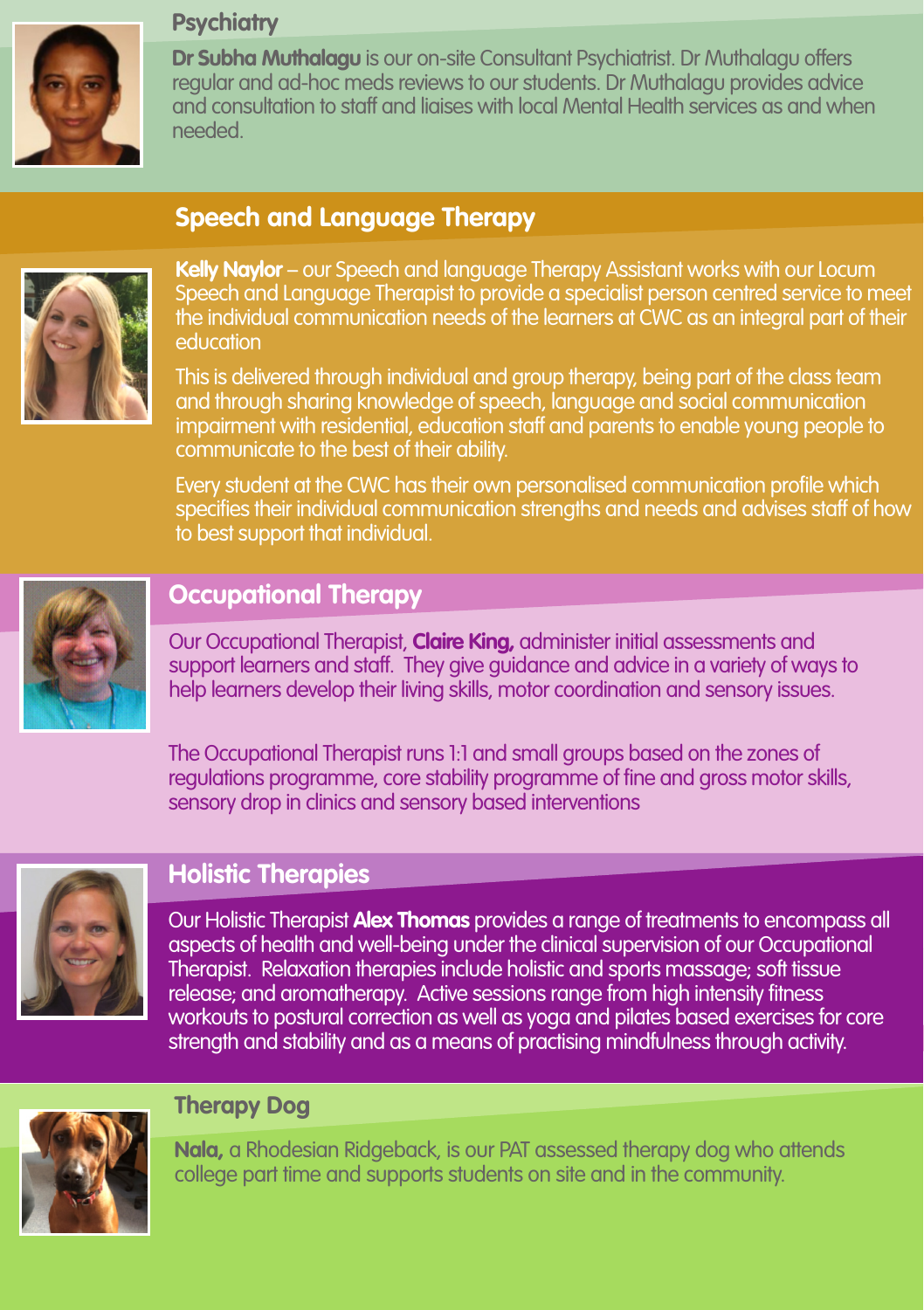## Psychiatry

**Dr Subha Muthalagu** is our on-site Consultant Psychiatrist. Dr Muthalagu offers regular and ad-hoc meds reviews to our students. Dr Muthalagu provides advice and consultation to staff and liaises with local Mental Health services as and when needed.

## Speech and Language Therapy

**Kelly Naylor** – our Speech and language Therapy Assistant works with our Locum Speech and Language Therapist to provide a specialist person centred service to meet the individual communication needs of the learners at CWC as an integral part of their education

This is delivered through individual and group therapy, being part of the class team and through sharing knowledge of speech, language and social communication impairment with residential, education staff and parents to enable young people to communicate to the best of their ability.

Every student at the CWC has their own personalised communication profile which specifies their individual communication strengths and needs and advises staff of how to best support that individual.

## Occupational Therapy

Our Occupational Therapist, **Claire King,** administer initial assessments and support learners and staff. They give guidance and advice in a variety of ways to help learners develop their living skills, motor coordination and sensory issues.

The Occupational Therapist runs 1:1 and small groups based on the zones of regulations programme, core stability programme of fine and gross motor skills, sensory drop in clinics and sensory based interventions

## Holistic Therapies

Our Holistic Therapist **Alex Thomas** provides a range of treatments to encompass all aspects of health and well-being under the clinical supervision of our Occupational Therapist. Relaxation therapies include holistic and sports massage; soft tissue release; and aromatherapy. Active sessions range from high intensity fitness workouts to postural correction as well as yoga and pilates based exercises for core strength and stability and as a means of practising mindfulness through activity.

## Therapy Dog

**Nala,** a Rhodesian Ridgeback, is our PAT assessed therapy dog who attends college part time and supports students on site and in the community.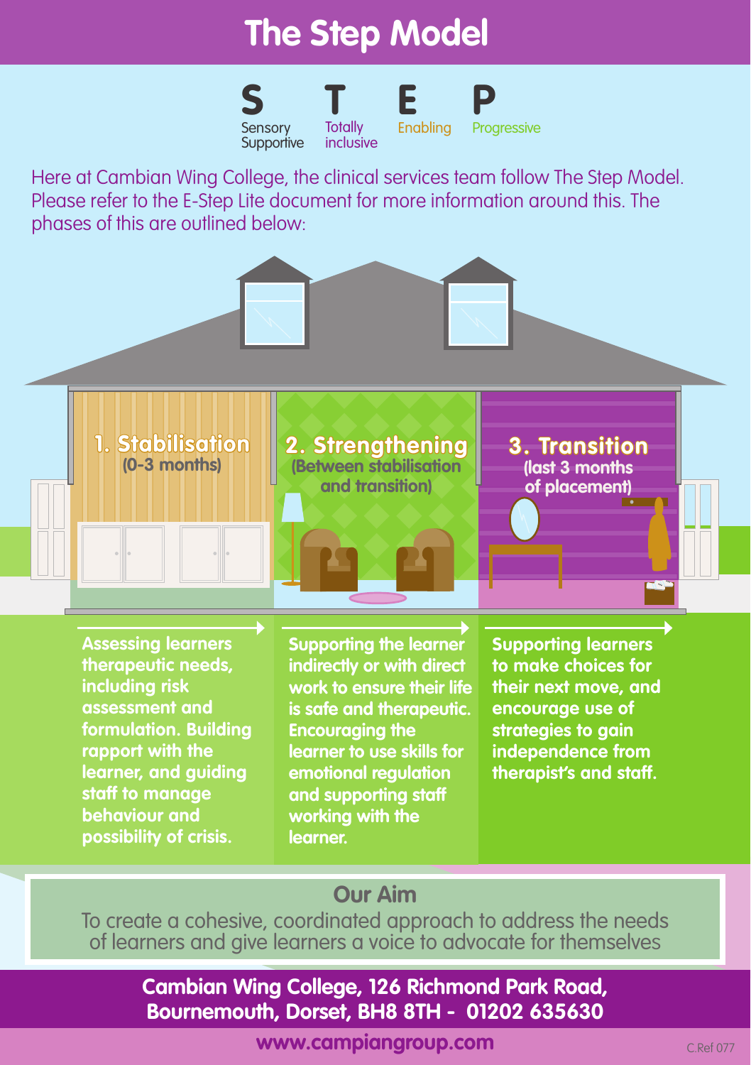# The Step Model

**S** Sensory Supportive **T** Totally inclusive **E** Enabling **P** Progressive

Here at Cambian Wing College, the clinical services team follow The Step Model. Please refer to the E-Step Lite document for more information around this. The phases of this are outlined below:

## 1. Stabilisation
(0-3 months)

Assessing learners therapeutic needs, including risk assessment and formulation. Building rapport with the learner, and guiding staff to manage behaviour and possibility of crisis.

## 2. Strengthening
(Between stabilisation and transition)

Supporting the learner indirectly or with direct work to ensure their life is safe and therapeutic. Encouraging the learner to use skills for emotional regulation and supporting staff working with the learner.

## 3. Transition
(last 3 months of placement)

Supporting learners to make choices for their next move, and encourage use of strategies to gain independence from therapist's and staff.

## Our Aim

To create a cohesive, coordinated approach to address the needs of learners and give learners a voice to advocate for themselves

**Cambian Wing College, 126 Richmond Park Road, Bournemouth, Dorset, BH8 8TH - 01202 635630**

**www.campiangroup.com**

C.Ref 077